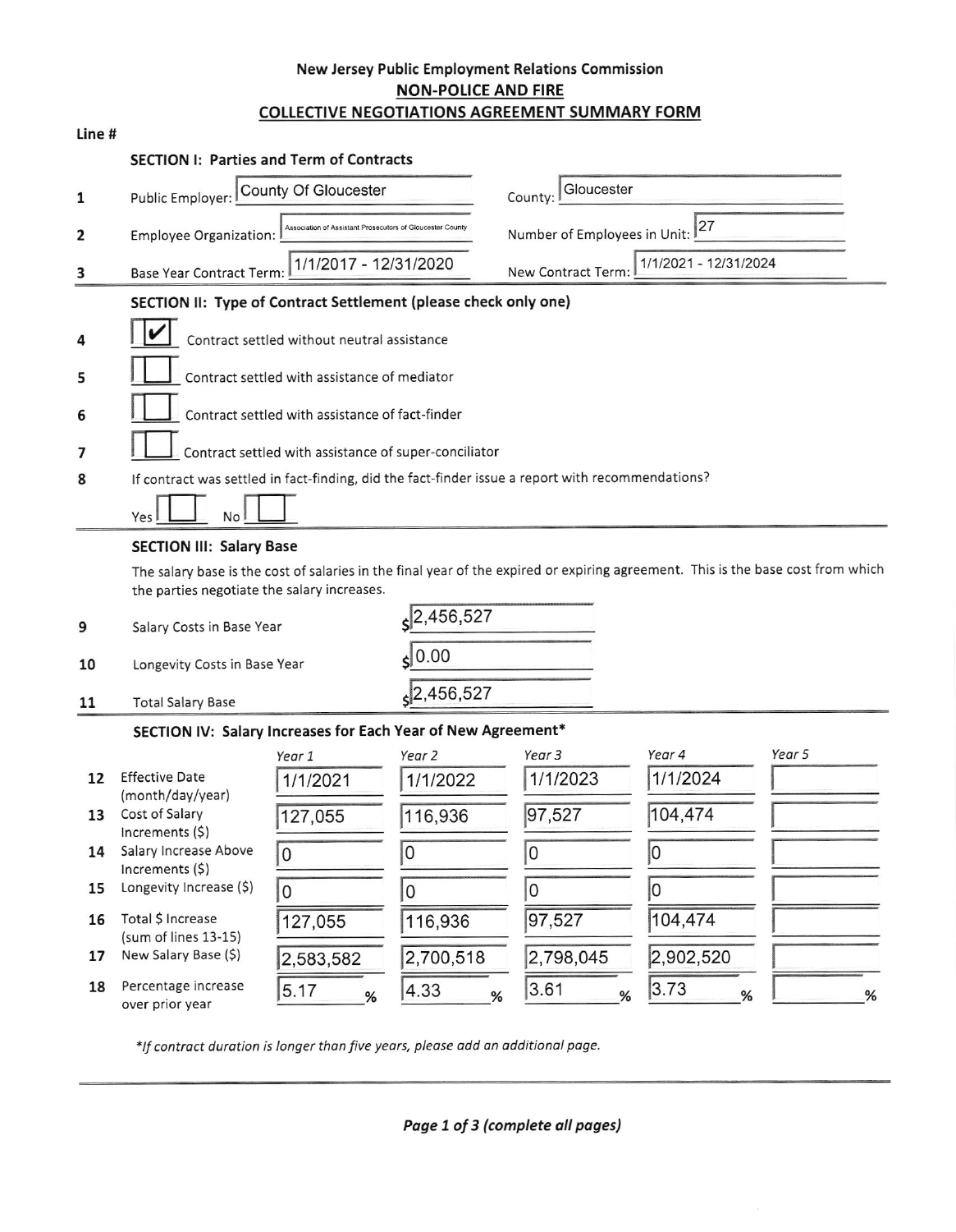# New Jersey Public Employment Relations Commission

## NON-POLICE AND FIRE

## COLLECTIVE NEGOTIATIONS AGREEMENT SUMMARY FORM

Line #

### SECTION I: Parties and Term of Contracts

| Line # | | |
|---|---|---|
| 1 | Public Employer: County Of Gloucester | County: Gloucester |
| 2 | Employee Organization: Association of Assistant Prosecutors of Gloucester County | Number of Employees in Unit: 27 |
| 3 | Base Year Contract Term: 1/1/2017 - 12/31/2020 | New Contract Term: 1/1/2021 - 12/31/2024 |

### SECTION II: Type of Contract Settlement (please check only one)

4 [✔] Contract settled without neutral assistance

5 [ ] Contract settled with assistance of mediator

6 [ ] Contract settled with assistance of fact-finder

7 [ ] Contract settled with assistance of super-conciliator

8 If contract was settled in fact-finding, did the fact-finder issue a report with recommendations?

Yes [ ] No [ ]

### SECTION III: Salary Base

The salary base is the cost of salaries in the final year of the expired or expiring agreement. This is the base cost from which the parties negotiate the salary increases.

| Line # | | |
|---|---|---|
| 9 | Salary Costs in Base Year | $2,456,527 |
| 10 | Longevity Costs in Base Year | $0.00 |
| 11 | Total Salary Base | $2,456,527 |

### SECTION IV: Salary Increases for Each Year of New Agreement*

| Line # | | Year 1 | Year 2 | Year 3 | Year 4 | Year 5 |
|---|---|---|---|---|---|---|
| 12 | Effective Date (month/day/year) | 1/1/2021 | 1/1/2022 | 1/1/2023 | 1/1/2024 | |
| 13 | Cost of Salary Increments ($) | 127,055 | 116,936 | 97,527 | 104,474 | |
| 14 | Salary Increase Above Increments ($) | 0 | 0 | 0 | 0 | |
| 15 | Longevity Increase ($) | 0 | 0 | 0 | 0 | |
| 16 | Total $ Increase (sum of lines 13-15) | 127,055 | 116,936 | 97,527 | 104,474 | |
| 17 | New Salary Base ($) | 2,583,582 | 2,700,518 | 2,798,045 | 2,902,520 | |
| 18 | Percentage increase over prior year | 5.17 % | 4.33 % | 3.61 % | 3.73 % | % |

*If contract duration is longer than five years, please add an additional page.*

***Page 1 of 3 (complete all pages)***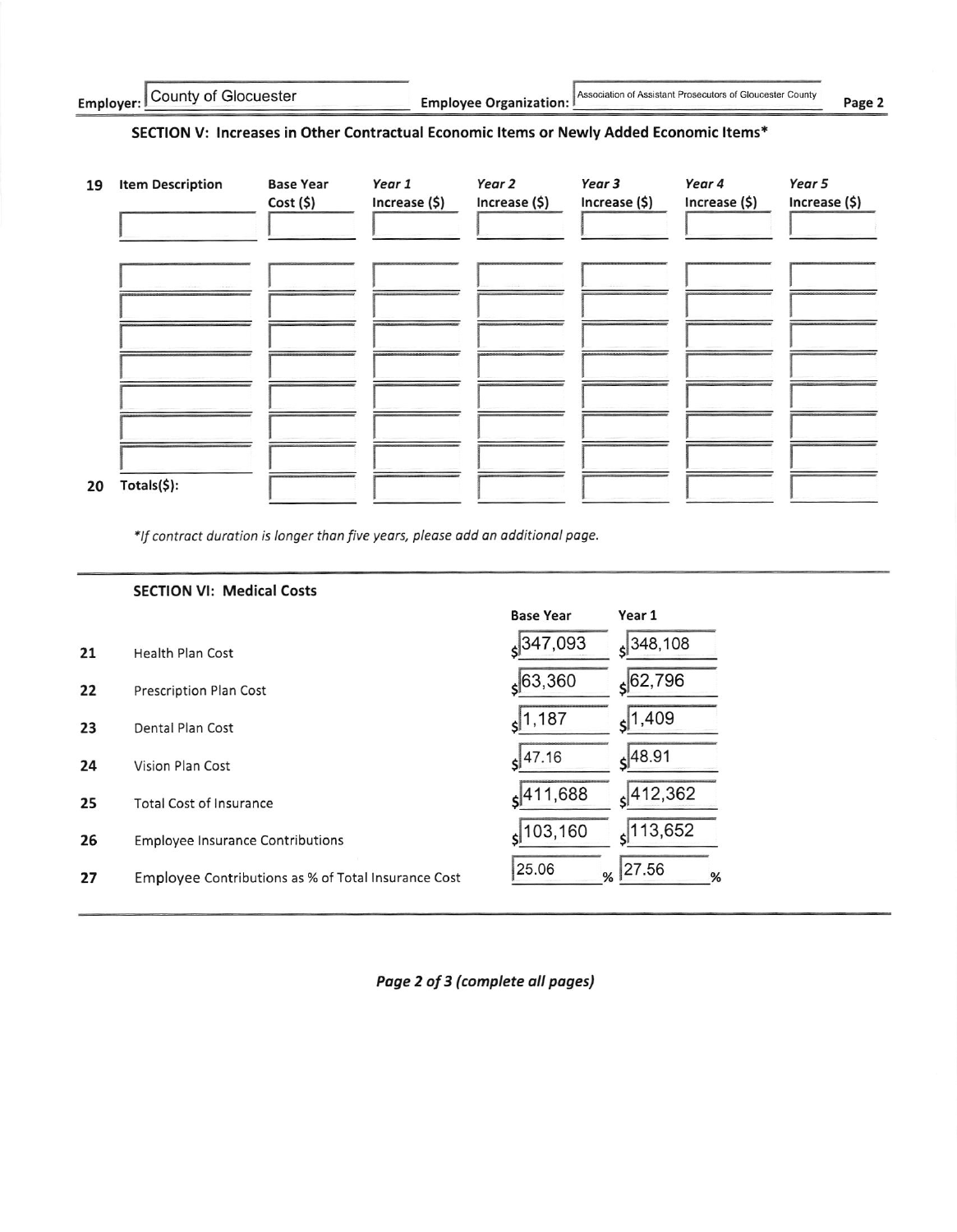**Employer:** County of Glocuester **Employee Organization:** Association of Assistant Prosecutors of Gloucester County

## SECTION V: Increases in Other Contractual Economic Items or Newly Added Economic Items*

| 19 | Item Description | Base Year Cost ($) | *Year 1* Increase ($) | *Year 2* Increase ($) | *Year 3* Increase ($) | *Year 4* Increase ($) | *Year 5* Increase ($) |
|---|---|---|---|---|---|---|---|
| | | | | | | | |
| | | | | | | | |
| | | | | | | | |
| | | | | | | | |
| | | | | | | | |
| | | | | | | | |
| | | | | | | | |
| | | | | | | | |
| 20 | Totals($): | | | | | | |

**If contract duration is longer than five years, please add an additional page.*

## SECTION VI: Medical Costs

| | | Base Year | Year 1 |
|---|---|---|---|
| 21 | Health Plan Cost | $347,093 | $348,108 |
| 22 | Prescription Plan Cost | $63,360 | $62,796 |
| 23 | Dental Plan Cost | $1,187 | $1,409 |
| 24 | Vision Plan Cost | $47.16 | $48.91 |
| 25 | Total Cost of Insurance | $411,688 | $412,362 |
| 26 | Employee Insurance Contributions | $103,160 | $113,652 |
| 27 | Employee Contributions as % of Total Insurance Cost | 25.06 % | 27.56 % |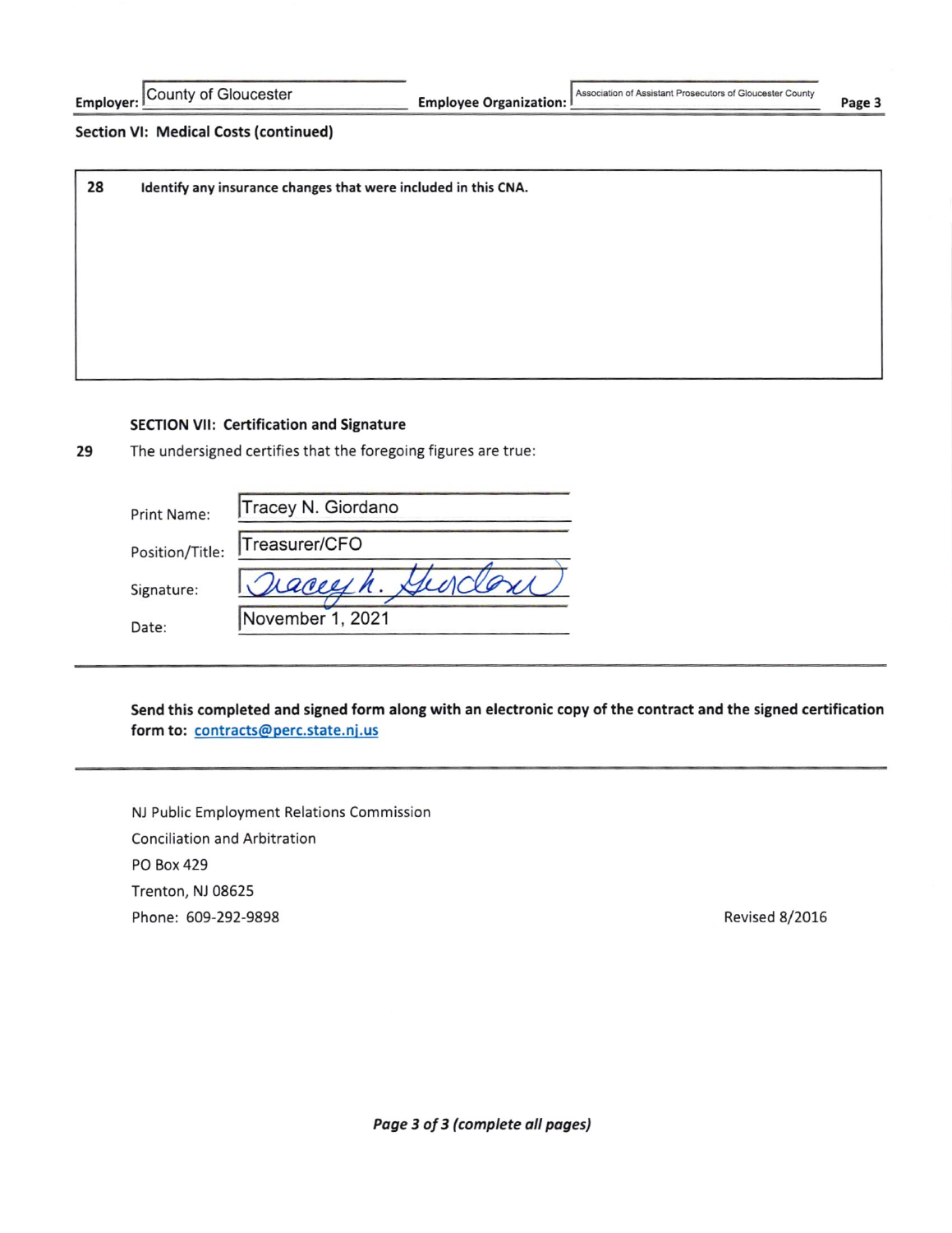**Employer:** County of Gloucester **Employee Organization:** Association of Assistant Prosecutors of Gloucester County

**Section VI: Medical Costs (continued)**

**28** **Identify any insurance changes that were included in this CNA.**

### SECTION VII: Certification and Signature

**29** The undersigned certifies that the foregoing figures are true:

Print Name: Tracey N. Giordano

Position/Title: Treasurer/CFO

Signature: Tracey N. Giordano

Date: November 1, 2021

---

**Send this completed and signed form along with an electronic copy of the contract and the signed certification form to: contracts@perc.state.nj.us**

---

NJ Public Employment Relations Commission
Conciliation and Arbitration
PO Box 429
Trenton, NJ 08625
Phone: 609-292-9898

Revised 8/2016